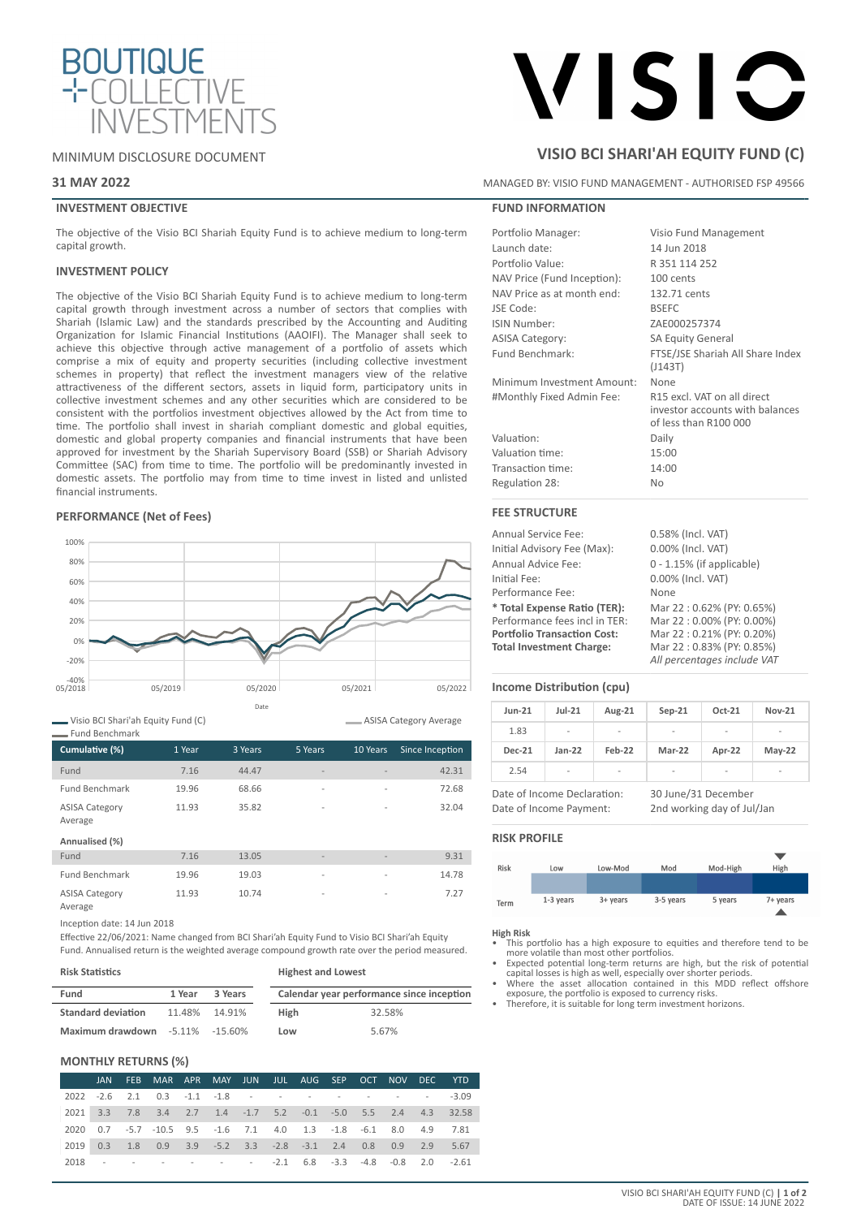# BOUTIQUE COLLECTIVE INVESTMENTS

# VISIO

MINIMUM DISCLOSURE DOCUMENT

**31 MAY 2022**

## VISIO BCI SHARI'AH EQUITY FUND (C)

MANAGED BY: VISIO FUND MANAGEMENT - AUTHORISED FSP 49566

### INVESTMENT OBJECTIVE

The objective of the Visio BCI Shariah Equity Fund is to achieve medium to long-term capital growth.

### INVESTMENT POLICY

The objective of the Visio BCI Shariah Equity Fund is to achieve medium to long-term capital growth through investment across a number of sectors that complies with Shariah (Islamic Law) and the standards prescribed by the Accounting and Auditing Organization for Islamic Financial Institutions (AAOIFI). The Manager shall seek to achieve this objective through active management of a portfolio of assets which comprise a mix of equity and property securities (including collective investment schemes in property) that reflect the investment managers view of the relative attractiveness of the different sectors, assets in liquid form, participatory units in collective investment schemes and any other securities which are considered to be consistent with the portfolios investment objectives allowed by the Act from time to time. The portfolio shall invest in shariah compliant domestic and global equities, domestic and global property companies and financial instruments that have been approved for investment by the Shariah Supervisory Board (SSB) or Shariah Advisory Committee (SAC) from time to time. The portfolio will be predominantly invested in domestic assets. The portfolio may from time to time invest in listed and unlisted financial instruments.

### PERFORMANCE (Net of Fees)

Visio BCI Shari'ah Equity Fund (C) — ASISA Category Average — Fund Benchmark

| Cumulative (%) | 1 Year | 3 Years | 5 Years | 10 Years | Since Inception |
|---|---|---|---|---|---|
| Fund | 7.16 | 44.47 | - | - | 42.31 |
| Fund Benchmark | 19.96 | 68.66 | - | - | 72.68 |
| ASISA Category Average | 11.93 | 35.82 | - | - | 32.04 |
| **Annualised (%)** | | | | | |
| Fund | 7.16 | 13.05 | - | - | 9.31 |
| Fund Benchmark | 19.96 | 19.03 | - | - | 14.78 |
| ASISA Category Average | 11.93 | 10.74 | - | - | 7.27 |

Inception date: 14 Jun 2018

Effective 22/06/2021: Name changed from BCI Shari'ah Equity Fund to Visio BCI Shari'ah Equity Fund. Annualised return is the weighted average compound growth rate over the period measured.

**Risk Statistics**

| Fund | 1 Year | 3 Years |
|---|---|---|
| **Standard deviation** | 11.48% | 14.91% |
| **Maximum drawdown** | -5.11% | -15.60% |

**Highest and Lowest**

| Calendar year performance since inception | |
|---|---|
| **High** | 32.58% |
| **Low** | 5.67% |

### MONTHLY RETURNS (%)

| | JAN | FEB | MAR | APR | MAY | JUN | JUL | AUG | SEP | OCT | NOV | DEC | YTD |
|---|---|---|---|---|---|---|---|---|---|---|---|---|---|
| 2022 | -2.6 | 2.1 | 0.3 | -1.1 | -1.8 | - | - | - | - | - | - | - | -3.09 |
| 2021 | 3.3 | 7.8 | 3.4 | 2.7 | 1.4 | -1.7 | 5.2 | -0.1 | -5.0 | 5.5 | 2.4 | 4.3 | 32.58 |
| 2020 | 0.7 | -5.7 | -10.5 | 9.5 | -1.6 | 7.1 | 4.0 | 1.3 | -1.8 | -6.1 | 8.0 | 4.9 | 7.81 |
| 2019 | 0.3 | 1.8 | 0.9 | 3.9 | -5.2 | 3.3 | -2.8 | -3.1 | 2.4 | 0.8 | 0.9 | 2.9 | 5.67 |
| 2018 | - | - | - | - | - | - | - | -2.1 | 6.8 | -3.3 | -4.8 | -0.8 | 2.0 | -2.61 |

### FUND INFORMATION

| | |
|---|---|
| Portfolio Manager: | Visio Fund Management |
| Launch date: | 14 Jun 2018 |
| Portfolio Value: | R 351 114 252 |
| NAV Price (Fund Inception): | 100 cents |
| NAV Price as at month end: | 132.71 cents |
| JSE Code: | BSEFC |
| ISIN Number: | ZAE000257374 |
| ASISA Category: | SA Equity General |
| Fund Benchmark: | FTSE/JSE Shariah All Share Index (J143T) |
| Minimum Investment Amount: | None |
| #Monthly Fixed Admin Fee: | R15 excl. VAT on all direct investor accounts with balances of less than R100 000 |
| Valuation: | Daily |
| Valuation time: | 15:00 |
| Transaction time: | 14:00 |
| Regulation 28: | No |

### FEE STRUCTURE

| | |
|---|---|
| Annual Service Fee: | 0.58% (Incl. VAT) |
| Initial Advisory Fee (Max): | 0.00% (Incl. VAT) |
| Annual Advice Fee: | 0 - 1.15% (if applicable) |
| Initial Fee: | 0.00% (Incl. VAT) |
| Performance Fee: | None |
| **\* Total Expense Ratio (TER):** | Mar 22 : 0.62% (PY: 0.65%) |
| Performance fees incl in TER: | Mar 22 : 0.00% (PY: 0.00%) |
| **Portfolio Transaction Cost:** | Mar 22 : 0.21% (PY: 0.20%) |
| **Total Investment Charge:** | Mar 22 : 0.83% (PY: 0.85%) |
| | *All percentages include VAT* |

### Income Distribution (cpu)

| Jun-21 | Jul-21 | Aug-21 | Sep-21 | Oct-21 | Nov-21 |
|---|---|---|---|---|---|
| 1.83 | - | - | - | - | - |
| **Dec-21** | **Jan-22** | **Feb-22** | **Mar-22** | **Apr-22** | **May-22** |
| 2.54 | - | - | - | - | - |

| | |
|---|---|
| Date of Income Declaration: | 30 June/31 December |
| Date of Income Payment: | 2nd working day of Jul/Jan |

### RISK PROFILE

| Risk | Low | Low-Mod | Mod | Mod-High | High |
|---|---|---|---|---|---|
| Term | 1-3 years | 3+ years | 3-5 years | 5 years | 7+ years |

**High Risk**

- This portfolio has a high exposure to equities and therefore tend to be more volatile than most other portfolios.
- Expected potential long-term returns are high, but the risk of potential capital losses is high as well, especially over shorter periods.
- Where the asset allocation contained in this MDD reflect offshore exposure, the portfolio is exposed to currency risks.
- Therefore, it is suitable for long term investment horizons.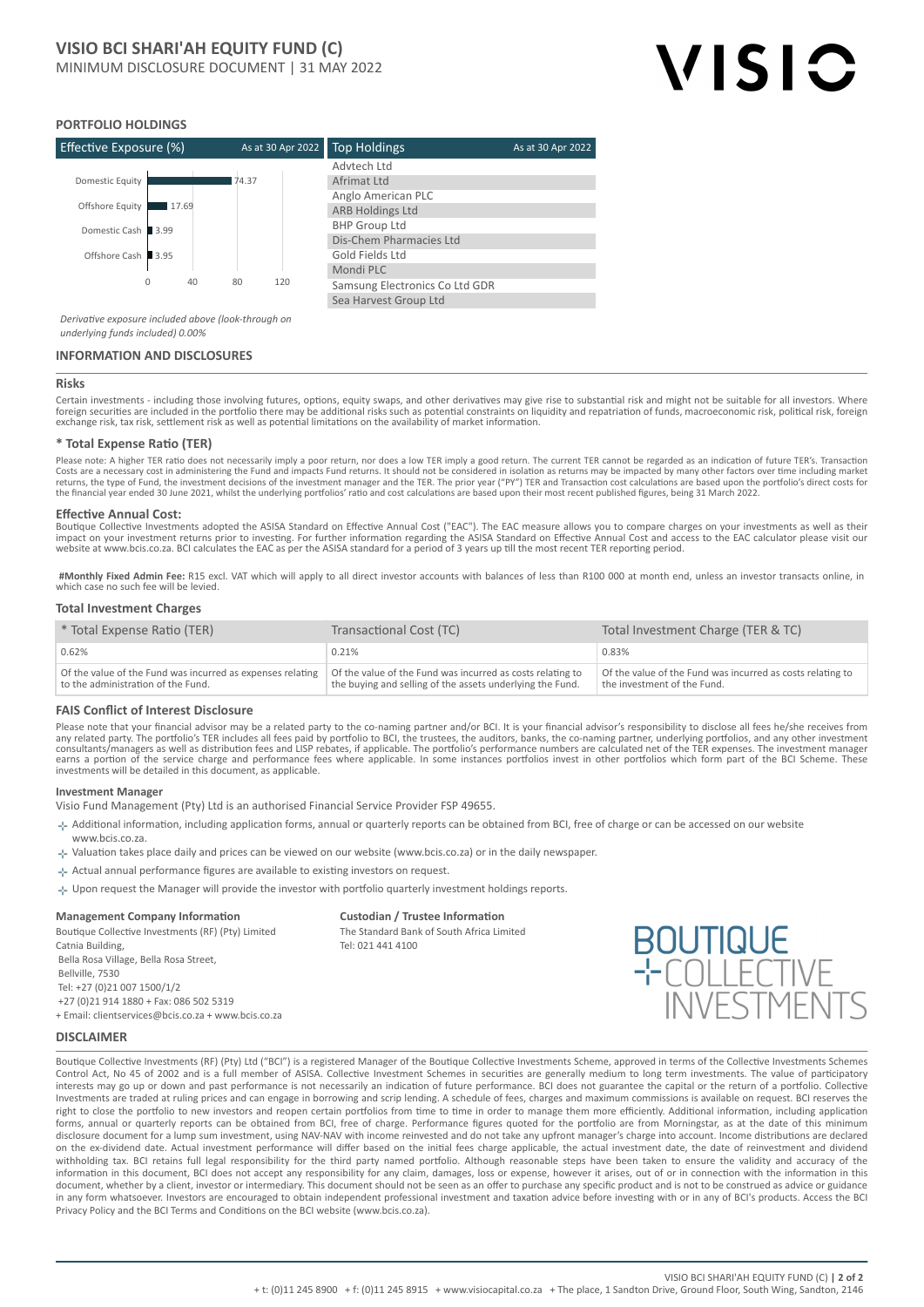# VISIO BCI SHARI'AH EQUITY FUND (C)

MINIMUM DISCLOSURE DOCUMENT | 31 MAY 2022

VISIO

## PORTFOLIO HOLDINGS

Effective Exposure (%) As at 30 Apr 2022

Domestic Equity 74.37
Offshore Equity 17.69
Domestic Cash 3.99
Offshore Cash 3.95

0 40 80 120

*Derivative exposure included above (look-through on underlying funds included) 0.00%*

| Top Holdings | As at 30 Apr 2022 |
|---|---|
| Advtech Ltd | |
| Afrimat Ltd | |
| Anglo American PLC | |
| ARB Holdings Ltd | |
| BHP Group Ltd | |
| Dis-Chem Pharmacies Ltd | |
| Gold Fields Ltd | |
| Mondi PLC | |
| Samsung Electronics Co Ltd GDR | |
| Sea Harvest Group Ltd | |

## INFORMATION AND DISCLOSURES

### Risks

Certain investments - including those involving futures, options, equity swaps, and other derivatives may give rise to substantial risk and might not be suitable for all investors. Where foreign securities are included in the portfolio there may be additional risks such as potential constraints on liquidity and repatriation of funds, macroeconomic risk, political risk, foreign exchange risk, tax risk, settlement risk as well as potential limitations on the availability of market information.

### * Total Expense Ratio (TER)

Please note: A higher TER ratio does not necessarily imply a poor return, nor does a low TER imply a good return. The current TER cannot be regarded as an indication of future TER's. Transaction Costs are a necessary cost in administering the Fund and impacts Fund returns. It should not be considered in isolation as returns may be impacted by many other factors over time including market returns, the type of Fund, the investment decisions of the investment manager and the TER. The prior year ("PY") TER and Transaction cost calculations are based upon the portfolio's direct costs for the financial year ended 30 June 2021, whilst the underlying portfolios' ratio and cost calculations are based upon their most recent published figures, being 31 March 2022.

### Effective Annual Cost:

Boutique Collective Investments adopted the ASISA Standard on Effective Annual Cost ("EAC"). The EAC measure allows you to compare charges on your investments as well as their impact on your investment returns prior to investing. For further information regarding the ASISA Standard on Effective Annual Cost and access to the EAC calculator please visit our website at www.bcis.co.za. BCI calculates the EAC as per the ASISA standard for a period of 3 years up till the most recent TER reporting period.

**#Monthly Fixed Admin Fee:** R15 excl. VAT which will apply to all direct investor accounts with balances of less than R100 000 at month end, unless an investor transacts online, in which case no such fee will be levied.

### Total Investment Charges

| * Total Expense Ratio (TER) | Transactional Cost (TC) | Total Investment Charge (TER & TC) |
|---|---|---|
| 0.62% | 0.21% | 0.83% |
| Of the value of the Fund was incurred as expenses relating to the administration of the Fund. | Of the value of the Fund was incurred as costs relating to the buying and selling of the assets underlying the Fund. | Of the value of the Fund was incurred as costs relating to the investment of the Fund. |

### FAIS Conflict of Interest Disclosure

Please note that your financial advisor may be a related party to the co-naming partner and/or BCI. It is your financial advisor's responsibility to disclose all fees he/she receives from any related party. The portfolio's TER includes all fees paid by portfolio to BCI, the trustees, the auditors, banks, the co-naming partner, underlying portfolios, and any other investment consultants/managers as well as distribution fees and LISP rebates, if applicable. The portfolio's performance numbers are calculated net of the TER expenses. The investment manager earns a portion of the service charge and performance fees where applicable. In some instances portfolios invest in other portfolios which form part of the BCI Scheme. These investments will be detailed in this document, as applicable.

### Investment Manager

Visio Fund Management (Pty) Ltd is an authorised Financial Service Provider FSP 49655.

- Additional information, including application forms, annual or quarterly reports can be obtained from BCI, free of charge or can be accessed on our website www.bcis.co.za.
- Valuation takes place daily and prices can be viewed on our website (www.bcis.co.za) or in the daily newspaper.
- Actual annual performance figures are available to existing investors on request.
- Upon request the Manager will provide the investor with portfolio quarterly investment holdings reports.

### Management Company Information

Boutique Collective Investments (RF) (Pty) Limited
Catnia Building,
Bella Rosa Village, Bella Rosa Street,
Bellville, 7530
Tel: +27 (0)21 007 1500/1/2
+27 (0)21 914 1880 + Fax: 086 502 5319
+ Email: clientservices@bcis.co.za + www.bcis.co.za

### Custodian / Trustee Information

The Standard Bank of South Africa Limited
Tel: 021 441 4100

BOUTIQUE COLLECTIVE INVESTMENTS

## DISCLAIMER

Boutique Collective Investments (RF) (Pty) Ltd ("BCI") is a registered Manager of the Boutique Collective Investments Scheme, approved in terms of the Collective Investments Schemes Control Act, No 45 of 2002 and is a full member of ASISA. Collective Investment Schemes in securities are generally medium to long term investments. The value of participatory interests may go up or down and past performance is not necessarily an indication of future performance. BCI does not guarantee the capital or the return of a portfolio. Collective Investments are traded at ruling prices and can engage in borrowing and scrip lending. A schedule of fees, charges and maximum commissions is available on request. BCI reserves the right to close the portfolio to new investors and reopen certain portfolios from time to time in order to manage them more efficiently. Additional information, including application forms, annual or quarterly reports can be obtained from BCI, free of charge. Performance figures quoted for the portfolio are from Morningstar, as at the date of this minimum disclosure document for a lump sum investment, using NAV-NAV with income reinvested and do not take any upfront manager's charge into account. Income distributions are declared on the ex-dividend date. Actual investment performance will differ based on the initial fees charge applicable, the actual investment date, the date of reinvestment and dividend withholding tax. BCI retains full legal responsibility for the third party named portfolio. Although reasonable steps have been taken to ensure the validity and accuracy of the information in this document, BCI does not accept any responsibility for any claim, damages, loss or expense, however it arises, out of or in connection with the information in this document, whether by a client, investor or intermediary. This document should not be seen as an offer to purchase any specific product and is not to be construed as advice or guidance in any form whatsoever. Investors are encouraged to obtain independent professional investment and taxation advice before investing with or in any of BCI's products. Access the BCI Privacy Policy and the BCI Terms and Conditions on the BCI website (www.bcis.co.za).

+ t: (0)11 245 8900 + f: (0)11 245 8915 + www.visiocapital.co.za + The place, 1 Sandton Drive, Ground Floor, South Wing, Sandton, 2146